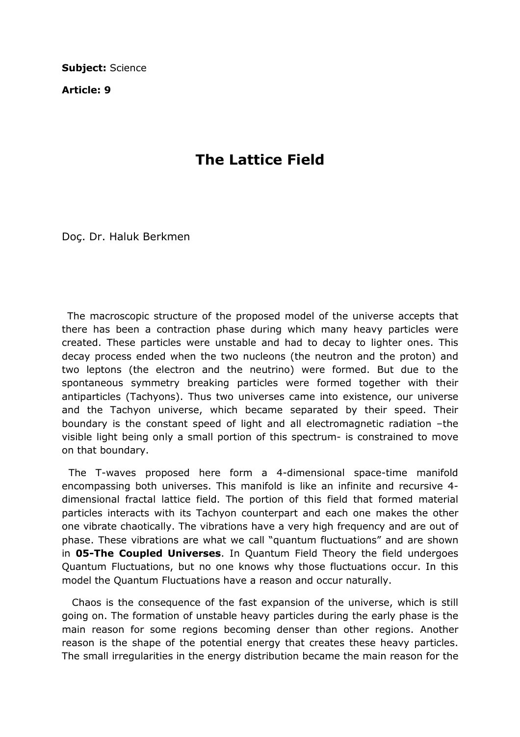**Subject:** Science

**Article: 9**

# The Lattice Field

Doç. Dr. Haluk Berkmen

The macroscopic structure of the proposed model of the universe accepts that there has been a contraction phase during which many heavy particles were created. These particles were unstable and had to decay to lighter ones. This decay process ended when the two nucleons (the neutron and the proton) and two leptons (the electron and the neutrino) were formed. But due to the spontaneous symmetry breaking particles were formed together with their antiparticles (Tachyons). Thus two universes came into existence, our universe and the Tachyon universe, which became separated by their speed. Their boundary is the constant speed of light and all electromagnetic radiation –the visible light being only a small portion of this spectrum- is constrained to move on that boundary.

The T-waves proposed here form a 4-dimensional space-time manifold encompassing both universes. This manifold is like an infinite and recursive 4-dimensional fractal lattice field. The portion of this field that formed material particles interacts with its Tachyon counterpart and each one makes the other one vibrate chaotically. The vibrations have a very high frequency and are out of phase. These vibrations are what we call "quantum fluctuations" and are shown in **05-The Coupled Universes**. In Quantum Field Theory the field undergoes Quantum Fluctuations, but no one knows why those fluctuations occur. In this model the Quantum Fluctuations have a reason and occur naturally.

Chaos is the consequence of the fast expansion of the universe, which is still going on. The formation of unstable heavy particles during the early phase is the main reason for some regions becoming denser than other regions. Another reason is the shape of the potential energy that creates these heavy particles. The small irregularities in the energy distribution became the main reason for the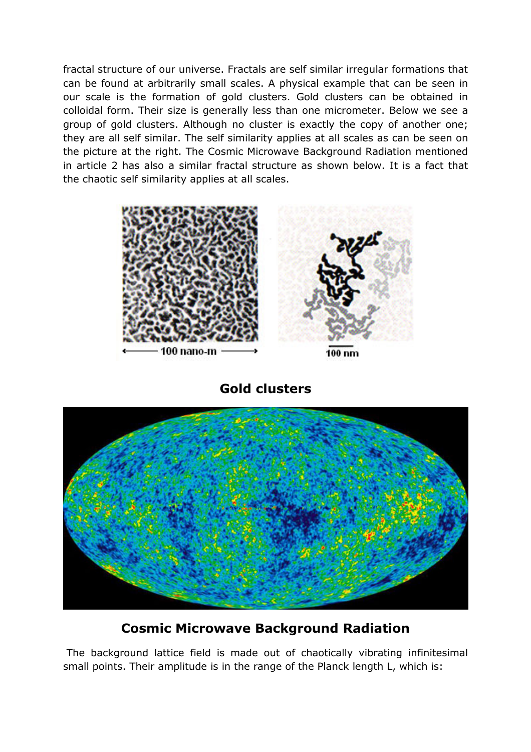fractal structure of our universe. Fractals are self similar irregular formations that can be found at arbitrarily small scales. A physical example that can be seen in our scale is the formation of gold clusters. Gold clusters can be obtained in colloidal form. Their size is generally less than one micrometer. Below we see a group of gold clusters. Although no cluster is exactly the copy of another one; they are all self similar. The self similarity applies at all scales as can be seen on the picture at the right. The Cosmic Microwave Background Radiation mentioned in article 2 has also a similar fractal structure as shown below. It is a fact that the chaotic self similarity applies at all scales.

**Gold clusters**

**Cosmic Microwave Background Radiation**

The background lattice field is made out of chaotically vibrating infinitesimal small points. Their amplitude is in the range of the Planck length L, which is: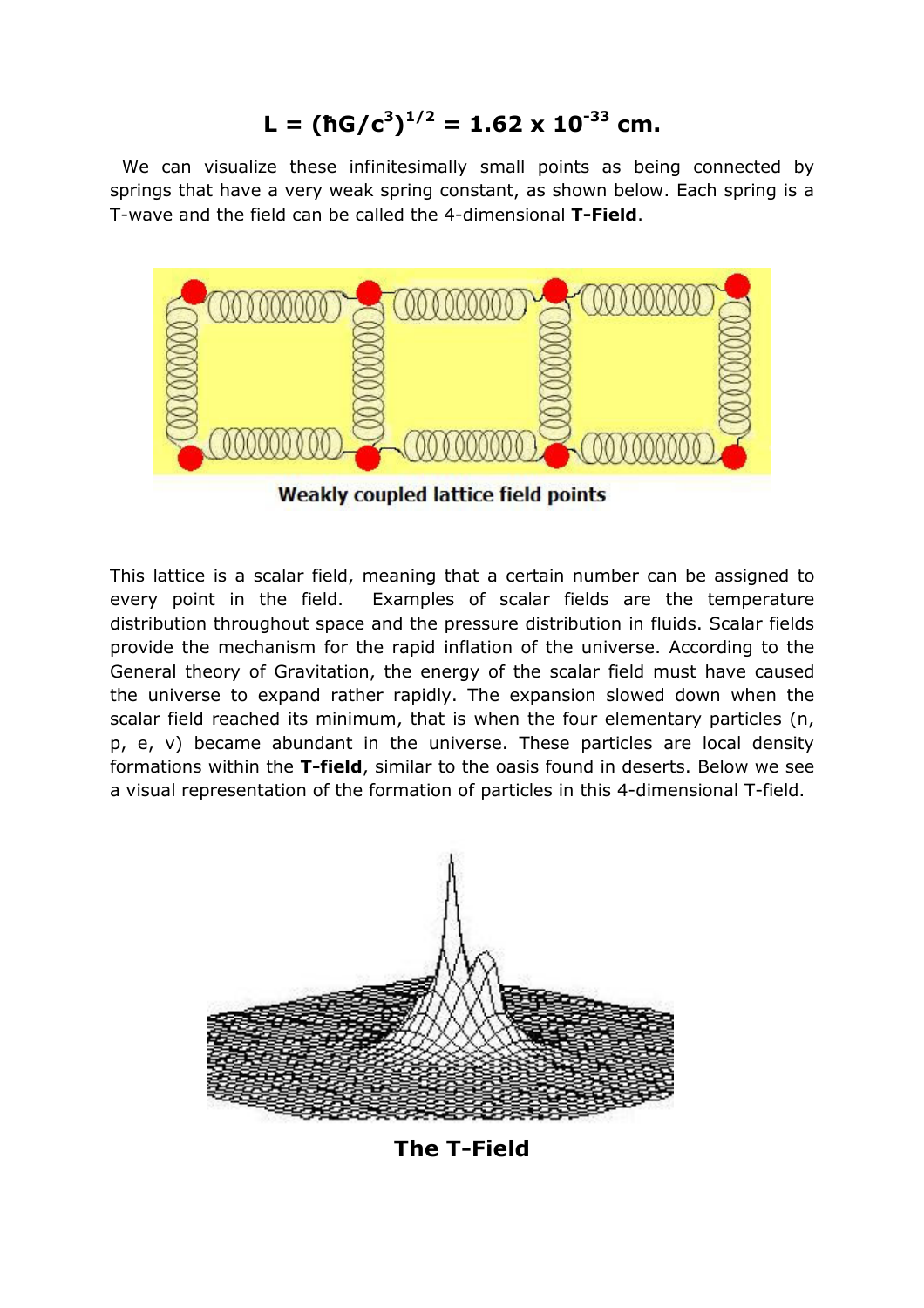$$L = (\hbar G/c^3)^{1/2} = 1.62 \times 10^{-33} \text{ cm.}$$

We can visualize these infinitesimally small points as being connected by springs that have a very weak spring constant, as shown below. Each spring is a T-wave and the field can be called the 4-dimensional **T-Field**.

Weakly coupled lattice field points

This lattice is a scalar field, meaning that a certain number can be assigned to every point in the field. Examples of scalar fields are the temperature distribution throughout space and the pressure distribution in fluids. Scalar fields provide the mechanism for the rapid inflation of the universe. According to the General theory of Gravitation, the energy of the scalar field must have caused the universe to expand rather rapidly. The expansion slowed down when the scalar field reached its minimum, that is when the four elementary particles (n, p, e, v) became abundant in the universe. These particles are local density formations within the **T-field**, similar to the oasis found in deserts. Below we see a visual representation of the formation of particles in this 4-dimensional T-field.

**The T-Field**